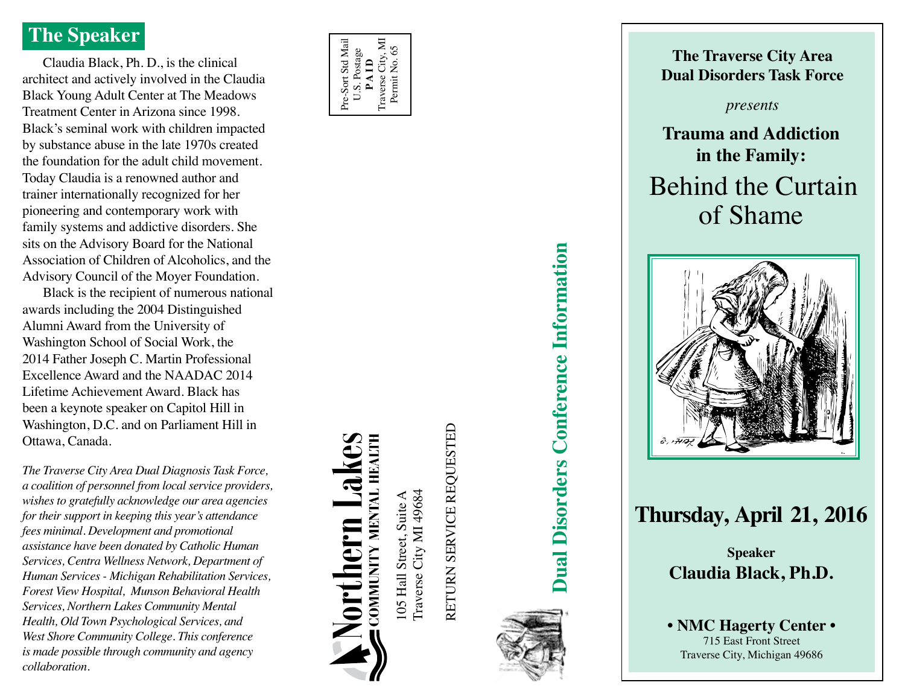## The Speaker

Claudia Black, Ph. D., is the clinical architect and actively involved in the Claudia Black Young Adult Center at The Meadows Treatment Center in Arizona since 1998. Black's seminal work with children impacted by substance abuse in the late 1970s created the foundation for the adult child movement. Today Claudia is a renowned author and trainer internationally recognized for her pioneering and contemporary work with family systems and addictive disorders. She sits on the Advisory Board for the National Association of Children of Alcoholics, and the Advisory Council of the Moyer Foundation.

Black is the recipient of numerous national awards including the 2004 Distinguished Alumni Award from the University of Washington School of Social Work, the 2014 Father Joseph C. Martin Professional Excellence Award and the NAADAC 2014 Lifetime Achievement Award. Black has been a keynote speaker on Capitol Hill in Washington, D.C. and on Parliament Hill in Ottawa, Canada.

*The Traverse City Area Dual Diagnosis Task Force, a coalition of personnel from local service providers, wishes to gratefully acknowledge our area agencies for their support in keeping this year's attendance fees minimal. Development and promotional assistance have been donated by Catholic Human Services, Centra Wellness Network, Department of Human Services - Michigan Rehabilitation Services, Forest View Hospital, Munson Behavioral Health Services, Northern Lakes Community Mental Health, Old Town Psychological Services, and West Shore Community College. This conference is made possible through community and agency collaboration.*

Pre-Sort Std Mail
U.S. Postage
**PAID**
Traverse City, MI
Permit No. 65

**Northern Lakes**
**COMMUNITY MENTAL HEALTH**

105 Hall Street, Suite A
Traverse City MI 49684

RETURN SERVICE REQUESTED

**Dual Disorders Conference Information**

**The Traverse City Area Dual Disorders Task Force**

*presents*

# Trauma and Addiction in the Family: Behind the Curtain of Shame

## Thursday, April 21, 2016

**Speaker**
**Claudia Black, Ph.D.**

**• NMC Hagerty Center •**
715 East Front Street
Traverse City, Michigan 49686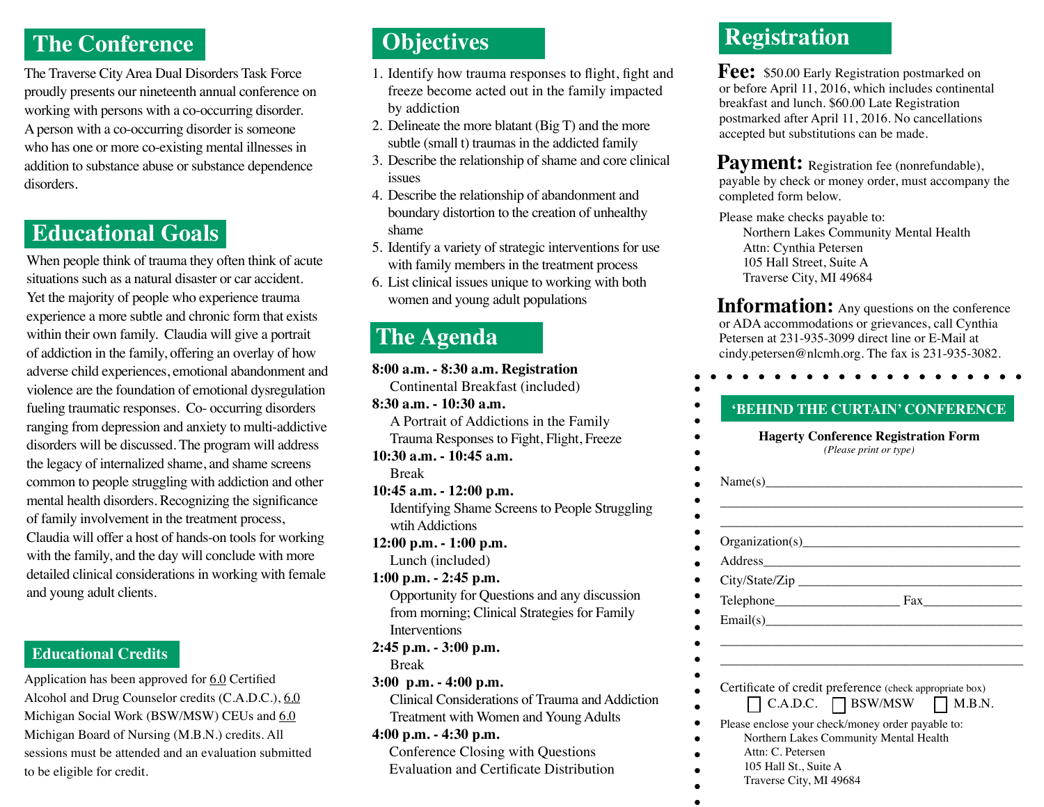## The Conference

The Traverse City Area Dual Disorders Task Force proudly presents our nineteenth annual conference on working with persons with a co-occurring disorder. A person with a co-occurring disorder is someone who has one or more co-existing mental illnesses in addition to substance abuse or substance dependence disorders.

## Educational Goals

When people think of trauma they often think of acute situations such as a natural disaster or car accident. Yet the majority of people who experience trauma experience a more subtle and chronic form that exists within their own family. Claudia will give a portrait of addiction in the family, offering an overlay of how adverse child experiences, emotional abandonment and violence are the foundation of emotional dysregulation fueling traumatic responses. Co- occurring disorders ranging from depression and anxiety to multi-addictive disorders will be discussed. The program will address the legacy of internalized shame, and shame screens common to people struggling with addiction and other mental health disorders. Recognizing the significance of family involvement in the treatment process, Claudia will offer a host of hands-on tools for working with the family, and the day will conclude with more detailed clinical considerations in working with female and young adult clients.

### Educational Credits

Application has been approved for 6.0 Certified Alcohol and Drug Counselor credits (C.A.D.C.), 6.0 Michigan Social Work (BSW/MSW) CEUs and 6.0 Michigan Board of Nursing (M.B.N.) credits. All sessions must be attended and an evaluation submitted to be eligible for credit.

## Objectives

1. Identify how trauma responses to flight, fight and freeze become acted out in the family impacted by addiction
2. Delineate the more blatant (Big T) and the more subtle (small t) traumas in the addicted family
3. Describe the relationship of shame and core clinical issues
4. Describe the relationship of abandonment and boundary distortion to the creation of unhealthy shame
5. Identify a variety of strategic interventions for use with family members in the treatment process
6. List clinical issues unique to working with both women and young adult populations

## The Agenda

**8:00 a.m. - 8:30 a.m. Registration**
Continental Breakfast (included)

**8:30 a.m. - 10:30 a.m.**
A Portrait of Addictions in the Family
Trauma Responses to Fight, Flight, Freeze

**10:30 a.m. - 10:45 a.m.**
Break

**10:45 a.m. - 12:00 p.m.**
Identifying Shame Screens to People Struggling wtih Addictions

**12:00 p.m. - 1:00 p.m.**
Lunch (included)

**1:00 p.m. - 2:45 p.m.**
Opportunity for Questions and any discussion from morning; Clinical Strategies for Family Interventions

**2:45 p.m. - 3:00 p.m.**
Break

**3:00 p.m. - 4:00 p.m.**
Clinical Considerations of Trauma and Addiction Treatment with Women and Young Adults

**4:00 p.m. - 4:30 p.m.**
Conference Closing with Questions
Evaluation and Certificate Distribution

## Registration

**Fee:** $50.00 Early Registration postmarked on or before April 11, 2016, which includes continental breakfast and lunch. $60.00 Late Registration postmarked after April 11, 2016. No cancellations accepted but substitutions can be made.

**Payment:** Registration fee (nonrefundable), payable by check or money order, must accompany the completed form below.

Please make checks payable to:
Northern Lakes Community Mental Health
Attn: Cynthia Petersen
105 Hall Street, Suite A
Traverse City, MI 49684

**Information:** Any questions on the conference or ADA accommodations or grievances, call Cynthia Petersen at 231-935-3099 direct line or E-Mail at cindy.petersen@nlcmh.org. The fax is 231-935-3082.

### 'BEHIND THE CURTAIN' CONFERENCE

**Hagerty Conference Registration Form**
*(Please print or type)*

Name(s)________________________________________
________________________________________________
________________________________________________

Organization(s)__________________________________
Address________________________________________
City/State/Zip ___________________________________
Telephone__________________ Fax_______________
Email(s)________________________________________
________________________________________________
________________________________________________

Certificate of credit preference (check appropriate box)
☐ C.A.D.C. ☐ BSW/MSW ☐ M.B.N.

Please enclose your check/money order payable to:
Northern Lakes Community Mental Health
Attn: C. Petersen
105 Hall St., Suite A
Traverse City, MI 49684